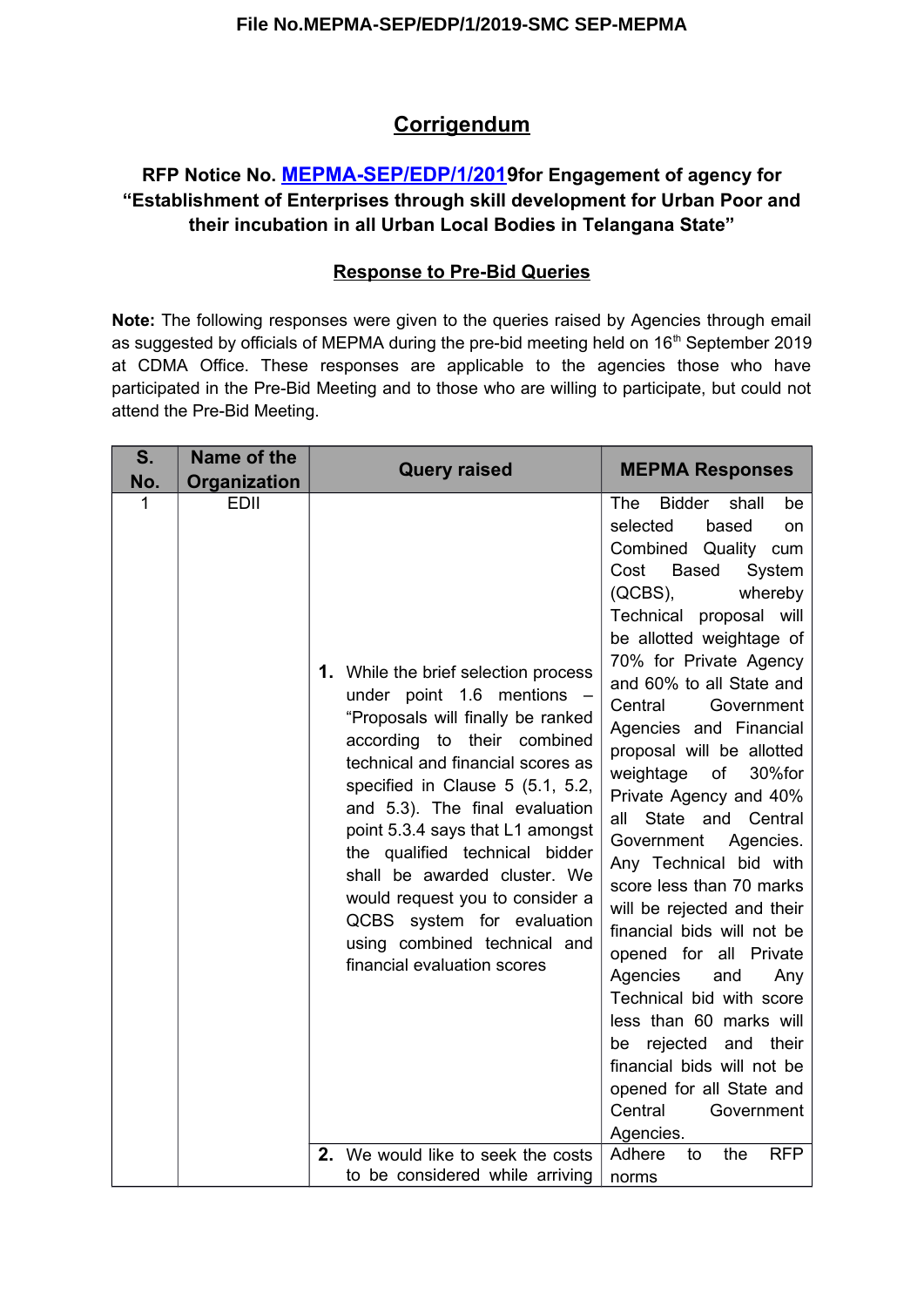File No.MEPMA-SEP/EDP/1/2019-SMC SEP-MEPMA

# Corrigendum

### RFP Notice No. MEPMA-SEP/EDP/1/2019for Engagement of agency for "Establishment of Enterprises through skill development for Urban Poor and their incubation in all Urban Local Bodies in Telangana State"

## Response to Pre-Bid Queries

**Note:** The following responses were given to the queries raised by Agencies through email as suggested by officials of MEPMA during the pre-bid meeting held on 16th September 2019 at CDMA Office. These responses are applicable to the agencies those who have participated in the Pre-Bid Meeting and to those who are willing to participate, but could not attend the Pre-Bid Meeting.

| S. No. | Name of the Organization | Query raised | MEPMA Responses |
|---|---|---|---|
| 1 | EDII | **1.** While the brief selection process under point 1.6 mentions – "Proposals will finally be ranked according to their combined technical and financial scores as specified in Clause 5 (5.1, 5.2, and 5.3). The final evaluation point 5.3.4 says that L1 amongst the qualified technical bidder shall be awarded cluster. We would request you to consider a QCBS system for evaluation using combined technical and financial evaluation scores | The Bidder shall be selected based on Combined Quality cum Cost Based System (QCBS), whereby Technical proposal will be allotted weightage of 70% for Private Agency and 60% to all State and Central Government Agencies and Financial proposal will be allotted weightage of 30%for Private Agency and 40% all State and Central Government Agencies. Any Technical bid with score less than 70 marks will be rejected and their financial bids will not be opened for all Private Agencies and Any Technical bid with score less than 60 marks will be rejected and their financial bids will not be opened for all State and Central Government Agencies. |
| | | **2.** We would like to seek the costs to be considered while arriving | Adhere to the RFP norms |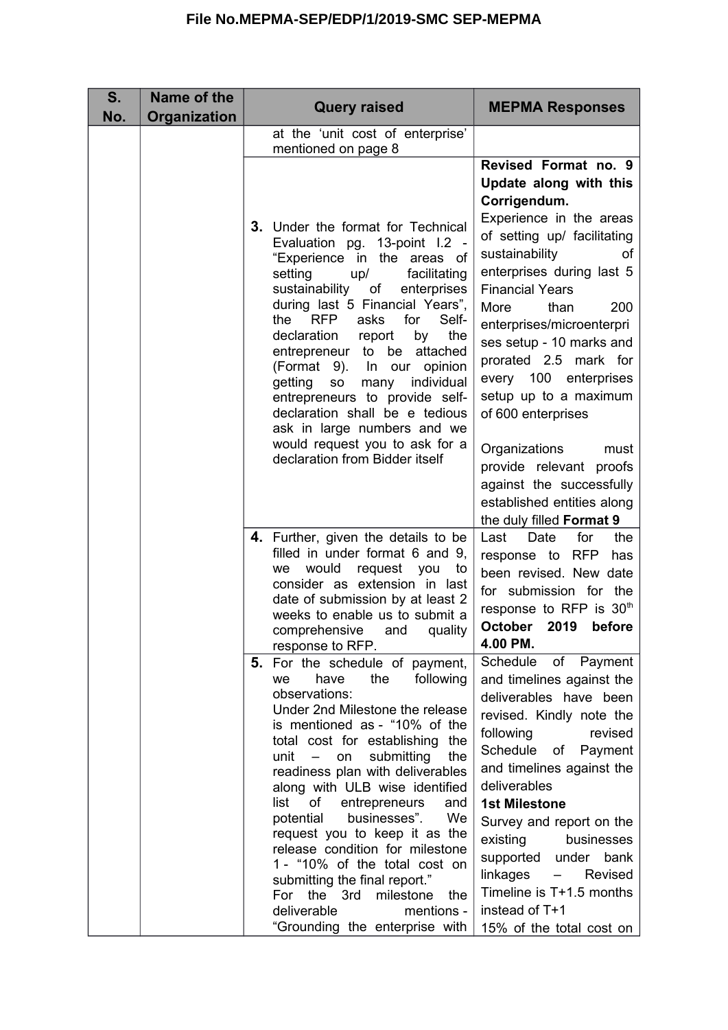| S. No. | Name of the Organization | Query raised | MEPMA Responses |
|---|---|---|---|
| | | at the 'unit cost of enterprise' mentioned on page 8 | |
| | | **3.** Under the format for Technical Evaluation pg. 13-point I.2 - "Experience in the areas of setting up/ facilitating sustainability of enterprises during last 5 Financial Years", the RFP asks for Self-declaration report by the entrepreneur to be attached (Format 9). In our opinion getting so many individual entrepreneurs to provide self-declaration shall be e tedious ask in large numbers and we would request you to ask for a declaration from Bidder itself | **Revised Format no. 9 Update along with this Corrigendum.** Experience in the areas of setting up/ facilitating sustainability of enterprises during last 5 Financial Years More than 200 enterprises/microenterprises setup - 10 marks and prorated 2.5 mark for every 100 enterprises setup up to a maximum of 600 enterprises<br><br>Organizations must provide relevant proofs against the successfully established entities along the duly filled **Format 9** |
| | | **4.** Further, given the details to be filled in under format 6 and 9, we would request you to consider as extension in last date of submission by at least 2 weeks to enable us to submit a comprehensive and quality response to RFP. | Last Date for the response to RFP has been revised. New date for submission for the response to RFP is 30th **October 2019 before 4.00 PM.** |
| | | **5.** For the schedule of payment, we have the following observations:<br>Under 2nd Milestone the release is mentioned as - "10% of the total cost for establishing the unit – on submitting the readiness plan with deliverables along with ULB wise identified list of entrepreneurs and potential businesses". We request you to keep it as the release condition for milestone 1 - "10% of the total cost on submitting the final report."<br>For the 3rd milestone the deliverable mentions - "Grounding the enterprise with | Schedule of Payment and timelines against the deliverables have been revised. Kindly note the following revised Schedule of Payment and timelines against the deliverables<br>**1st Milestone**<br>Survey and report on the existing businesses supported under bank linkages – Revised Timeline is T+1.5 months instead of T+1<br>15% of the total cost on |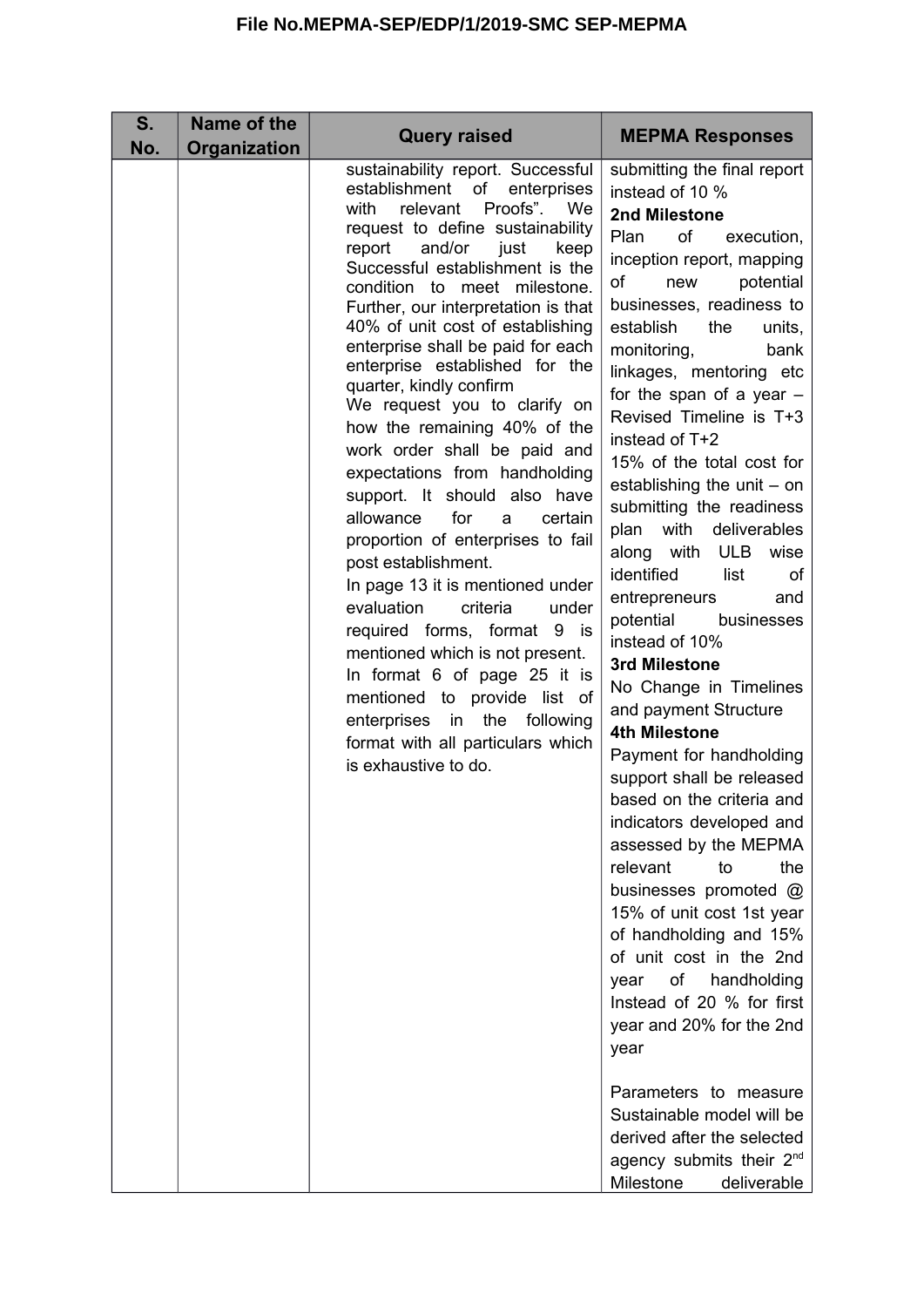| S. No. | Name of the Organization | Query raised | MEPMA Responses |
|---|---|---|---|
| | | sustainability report. Successful establishment of enterprises with relevant Proofs". We request to define sustainability report and/or just keep Successful establishment is the condition to meet milestone. Further, our interpretation is that 40% of unit cost of establishing enterprise shall be paid for each enterprise established for the quarter, kindly confirm<br>We request you to clarify on how the remaining 40% of the work order shall be paid and expectations from handholding support. It should also have allowance for a certain proportion of enterprises to fail post establishment.<br>In page 13 it is mentioned under evaluation criteria under required forms, format 9 is mentioned which is not present.<br>In format 6 of page 25 it is mentioned to provide list of enterprises in the following format with all particulars which is exhaustive to do. | submitting the final report instead of 10 %<br>**2nd Milestone**<br>Plan of execution, inception report, mapping of new potential businesses, readiness to establish the units, monitoring, bank linkages, mentoring etc for the span of a year – Revised Timeline is T+3 instead of T+2<br>15% of the total cost for establishing the unit – on submitting the readiness plan with deliverables along with ULB wise identified list of entrepreneurs and potential businesses instead of 10%<br>**3rd Milestone**<br>No Change in Timelines and payment Structure<br>**4th Milestone**<br>Payment for handholding support shall be released based on the criteria and indicators developed and assessed by the MEPMA relevant to the businesses promoted @ 15% of unit cost 1st year of handholding and 15% of unit cost in the 2nd year of handholding Instead of 20 % for first year and 20% for the 2nd year<br><br>Parameters to measure Sustainable model will be derived after the selected agency submits their 2nd Milestone deliverable |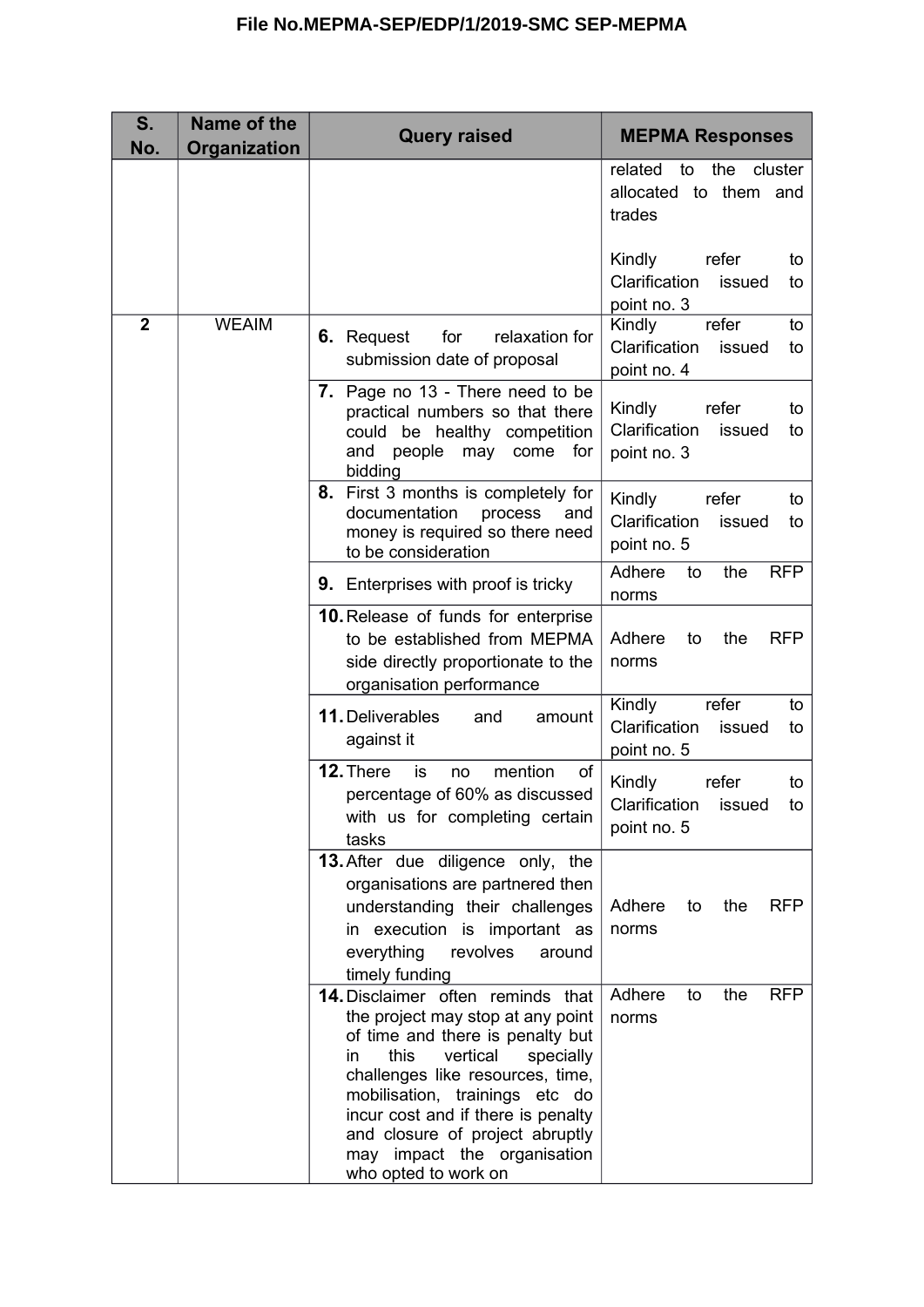| S. No. | Name of the Organization | Query raised | MEPMA Responses |
| --- | --- | --- | --- |
| | | | related to the cluster allocated to them and trades<br><br>Kindly refer to Clarification issued to point no. 3 |
| 2 | WEAIM | 6. Request for relaxation for submission date of proposal | Kindly refer to Clarification issued to point no. 4 |
| | | 7. Page no 13 - There need to be practical numbers so that there could be healthy competition and people may come for bidding | Kindly refer to Clarification issued to point no. 3 |
| | | 8. First 3 months is completely for documentation process and money is required so there need to be consideration | Kindly refer to Clarification issued to point no. 5 |
| | | 9. Enterprises with proof is tricky | Adhere to the RFP norms |
| | | 10. Release of funds for enterprise to be established from MEPMA side directly proportionate to the organisation performance | Adhere to the RFP norms |
| | | 11. Deliverables and amount against it | Kindly refer to Clarification issued to point no. 5 |
| | | 12. There is no mention of percentage of 60% as discussed with us for completing certain tasks | Kindly refer to Clarification issued to point no. 5 |
| | | 13. After due diligence only, the organisations are partnered then understanding their challenges in execution is important as everything revolves around timely funding | Adhere to the RFP norms |
| | | 14. Disclaimer often reminds that the project may stop at any point of time and there is penalty but in this vertical specially challenges like resources, time, mobilisation, trainings etc do incur cost and if there is penalty and closure of project abruptly may impact the organisation who opted to work on | Adhere to the RFP norms |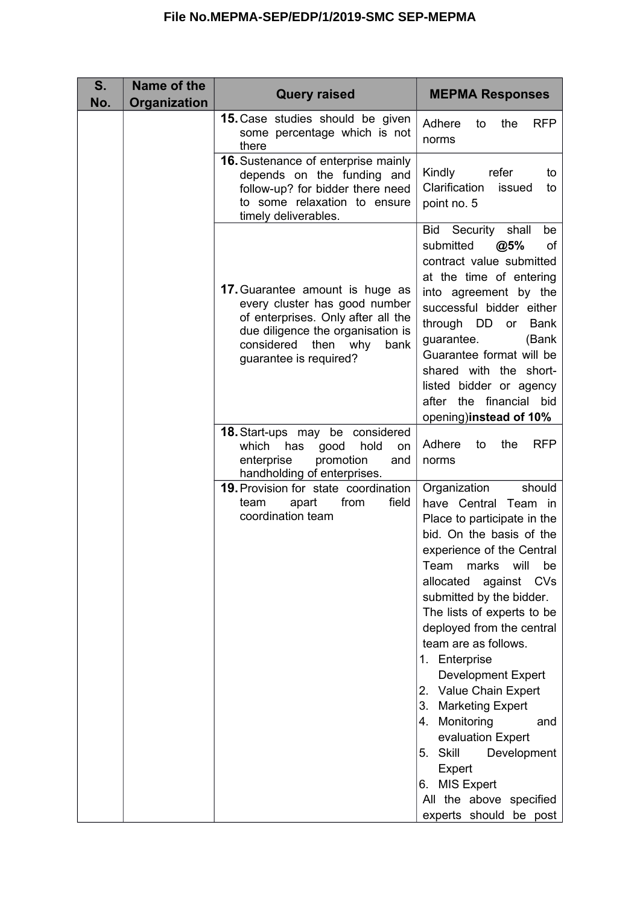| S. No. | Name of the Organization | Query raised | MEPMA Responses |
|---|---|---|---|
| | | **15.** Case studies should be given some percentage which is not there | Adhere to the RFP norms |
| | | **16.** Sustenance of enterprise mainly depends on the funding and follow-up? for bidder there need to some relaxation to ensure timely deliverables. | Kindly refer to Clarification issued to point no. 5 |
| | | **17.** Guarantee amount is huge as every cluster has good number of enterprises. Only after all the due diligence the organisation is considered then why bank guarantee is required? | Bid Security shall be submitted **@5%** of contract value submitted at the time of entering into agreement by the successful bidder either through DD or Bank guarantee. (Bank Guarantee format will be shared with the short-listed bidder or agency after the financial bid opening)**instead of 10%** |
| | | **18.** Start-ups may be considered which has good hold on enterprise promotion and handholding of enterprises. | Adhere to the RFP norms |
| | | **19.** Provision for state coordination team apart from field coordination team | Organization should have Central Team in Place to participate in the bid. On the basis of the experience of the Central Team marks will be allocated against CVs submitted by the bidder. The lists of experts to be deployed from the central team are as follows. 1. Enterprise Development Expert 2. Value Chain Expert 3. Marketing Expert 4. Monitoring and evaluation Expert 5. Skill Development Expert 6. MIS Expert All the above specified experts should be post |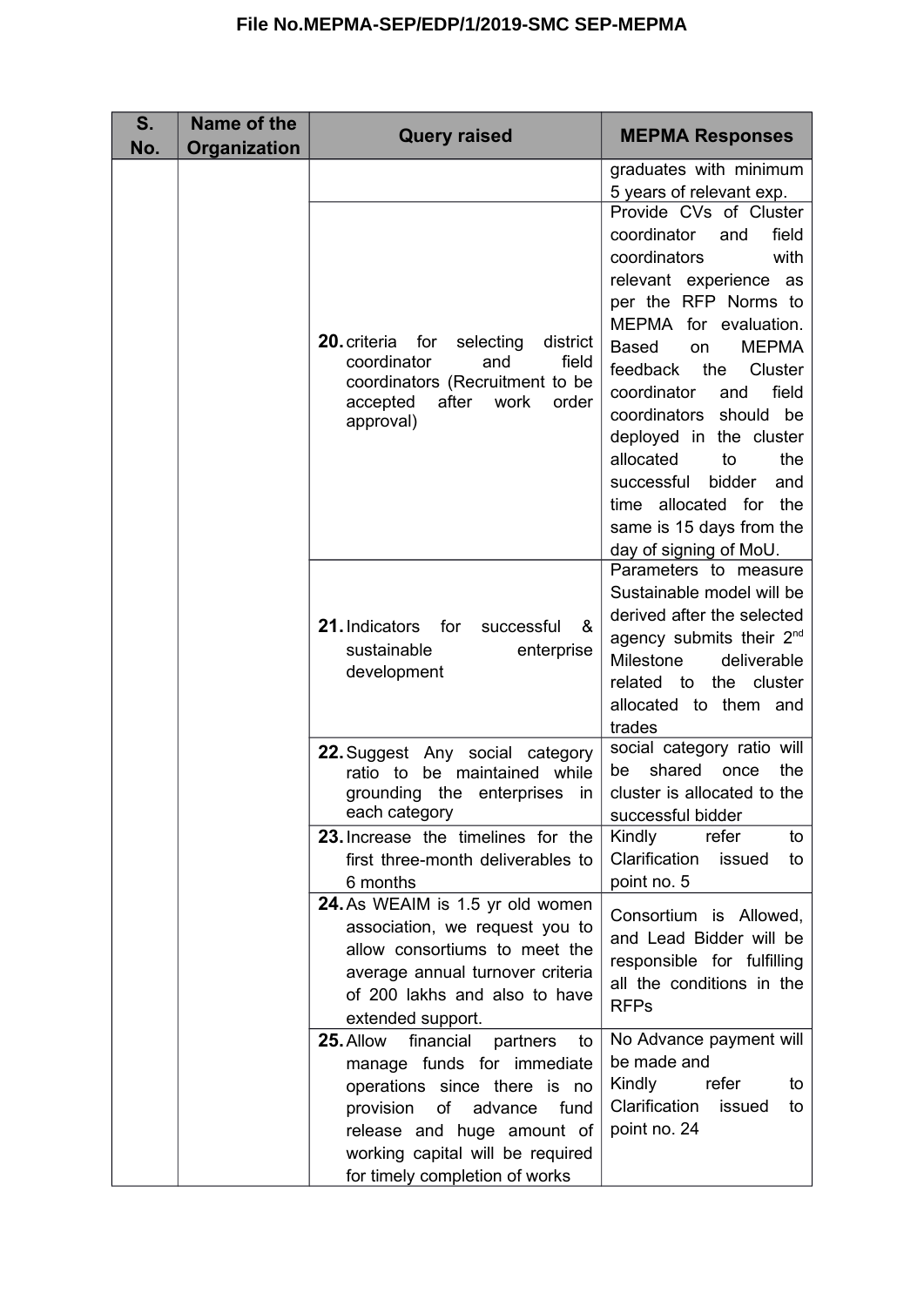| S. No. | Name of the Organization | Query raised | MEPMA Responses |
|---|---|---|---|
| | | | graduates with minimum 5 years of relevant exp. |
| | | **20.** criteria for selecting district coordinator and field coordinators (Recruitment to be accepted after work order approval) | Provide CVs of Cluster coordinator and field coordinators with relevant experience as per the RFP Norms to MEPMA for evaluation. Based on MEPMA feedback the Cluster coordinator and field coordinators should be deployed in the cluster allocated to the successful bidder and time allocated for the same is 15 days from the day of signing of MoU. |
| | | **21.** Indicators for successful & sustainable enterprise development | Parameters to measure Sustainable model will be derived after the selected agency submits their 2nd Milestone deliverable related to the cluster allocated to them and trades |
| | | **22.** Suggest Any social category ratio to be maintained while grounding the enterprises in each category | social category ratio will be shared once the cluster is allocated to the successful bidder |
| | | **23.** Increase the timelines for the first three-month deliverables to 6 months | Kindly refer to Clarification issued to point no. 5 |
| | | **24.** As WEAIM is 1.5 yr old women association, we request you to allow consortiums to meet the average annual turnover criteria of 200 lakhs and also to have extended support. | Consortium is Allowed, and Lead Bidder will be responsible for fulfilling all the conditions in the RFPs |
| | | **25.** Allow financial partners to manage funds for immediate operations since there is no provision of advance fund release and huge amount of working capital will be required for timely completion of works | No Advance payment will be made and Kindly refer to Clarification issued to point no. 24 |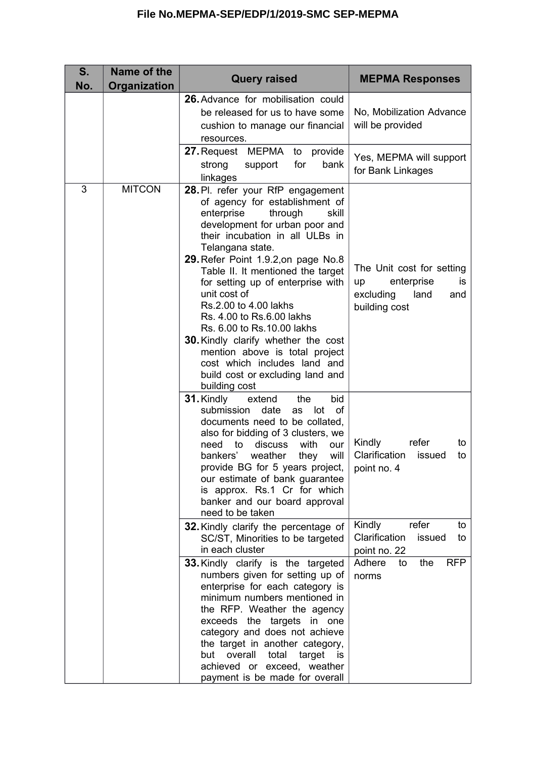File No.MEPMA-SEP/EDP/1/2019-SMC SEP-MEPMA

| S. No. | Name of the Organization | Query raised | MEPMA Responses |
|---|---|---|---|
| | | **26.** Advance for mobilisation could be released for us to have some cushion to manage our financial resources. | No, Mobilization Advance will be provided |
| | | **27.** Request MEPMA to provide strong support for bank linkages | Yes, MEPMA will support for Bank Linkages |
| 3 | MITCON | **28.** Pl. refer your RfP engagement of agency for establishment of enterprise through skill development for urban poor and their incubation in all ULBs in Telangana state.<br>**29.** Refer Point 1.9.2,on page No.8 Table II. It mentioned the target for setting up of enterprise with unit cost of<br>Rs.2.00 to 4.00 lakhs<br>Rs. 4.00 to Rs.6.00 lakhs<br>Rs. 6.00 to Rs.10.00 lakhs<br>**30.** Kindly clarify whether the cost mention above is total project cost which includes land and build cost or excluding land and building cost | The Unit cost for setting up enterprise is excluding land and building cost |
| | | **31.** Kindly extend the bid submission date as lot of documents need to be collated, also for bidding of 3 clusters, we need to discuss with our bankers' weather they will provide BG for 5 years project, our estimate of bank guarantee is approx. Rs.1 Cr for which banker and our board approval need to be taken | Kindly refer to Clarification issued to point no. 4 |
| | | **32.** Kindly clarify the percentage of SC/ST, Minorities to be targeted in each cluster | Kindly refer to Clarification issued to point no. 22 |
| | | **33.** Kindly clarify is the targeted numbers given for setting up of enterprise for each category is minimum numbers mentioned in the RFP. Weather the agency exceeds the targets in one category and does not achieve the target in another category, but overall total target is achieved or exceed, weather payment is be made for overall | Adhere to the RFP norms |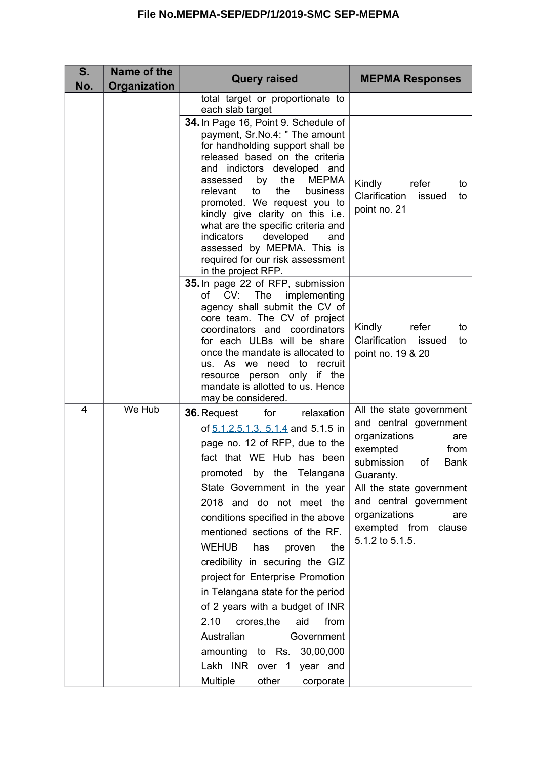| S. No. | Name of the Organization | Query raised | MEPMA Responses |
|---|---|---|---|
| | | total target or proportionate to each slab target | |
| | | **34.** In Page 16, Point 9. Schedule of payment, Sr.No.4: " The amount for handholding support shall be released based on the criteria and indictors developed and assessed by the MEPMA relevant to the business promoted. We request you to kindly give clarity on this i.e. what are the specific criteria and indicators developed and assessed by MEPMA. This is required for our risk assessment in the project RFP. | Kindly refer to Clarification issued to point no. 21 |
| | | **35.** In page 22 of RFP, submission of CV: The implementing agency shall submit the CV of core team. The CV of project coordinators and coordinators for each ULBs will be share once the mandate is allocated to us. As we need to recruit resource person only if the mandate is allotted to us. Hence may be considered. | Kindly refer to Clarification issued to point no. 19 & 20 |
| 4 | We Hub | **36.** Request for relaxation of 5.1.2,5.1.3, 5.1.4 and 5.1.5 in page no. 12 of RFP, due to the fact that WE Hub has been promoted by the Telangana State Government in the year 2018 and do not meet the conditions specified in the above mentioned sections of the RF. WEHUB has proven the credibility in securing the GIZ project for Enterprise Promotion in Telangana state for the period of 2 years with a budget of INR 2.10 crores,the aid from Australian Government amounting to Rs. 30,00,000 Lakh INR over 1 year and Multiple other corporate | All the state government and central government organizations are exempted from submission of Bank Guaranty.<br>All the state government and central government organizations are exempted from clause 5.1.2 to 5.1.5. |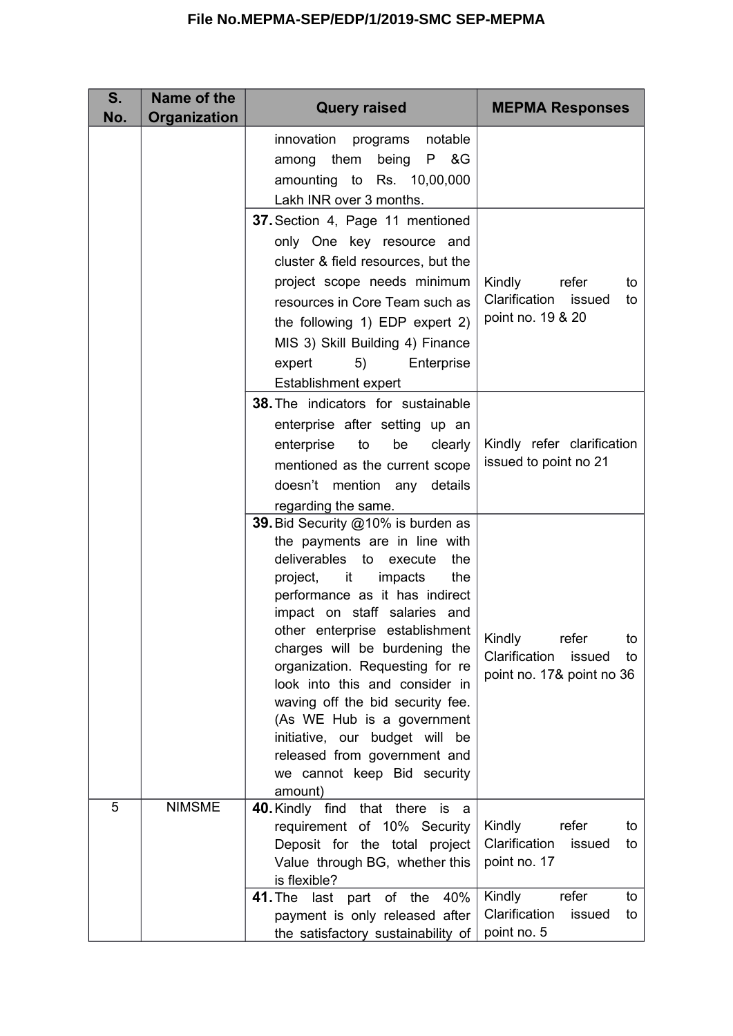| S. No. | Name of the Organization | Query raised | MEPMA Responses |
|---|---|---|---|
| | | innovation programs notable among them being P &G amounting to Rs. 10,00,000 Lakh INR over 3 months. | |
| | | **37.** Section 4, Page 11 mentioned only One key resource and cluster & field resources, but the project scope needs minimum resources in Core Team such as the following 1) EDP expert 2) MIS 3) Skill Building 4) Finance expert 5) Enterprise Establishment expert | Kindly refer to Clarification issued to point no. 19 & 20 |
| | | **38.** The indicators for sustainable enterprise after setting up an enterprise to be clearly mentioned as the current scope doesn't mention any details regarding the same. | Kindly refer clarification issued to point no 21 |
| | | **39.** Bid Security @10% is burden as the payments are in line with deliverables to execute the project, it impacts the performance as it has indirect impact on staff salaries and other enterprise establishment charges will be burdening the organization. Requesting for re look into this and consider in waving off the bid security fee. (As WE Hub is a government initiative, our budget will be released from government and we cannot keep Bid security amount) | Kindly refer to Clarification issued to point no. 17& point no 36 |
| 5 | NIMSME | **40.** Kindly find that there is a requirement of 10% Security Deposit for the total project Value through BG, whether this is flexible? | Kindly refer to Clarification issued to point no. 17 |
| | | **41.** The last part of the 40% payment is only released after the satisfactory sustainability of | Kindly refer to Clarification issued to point no. 5 |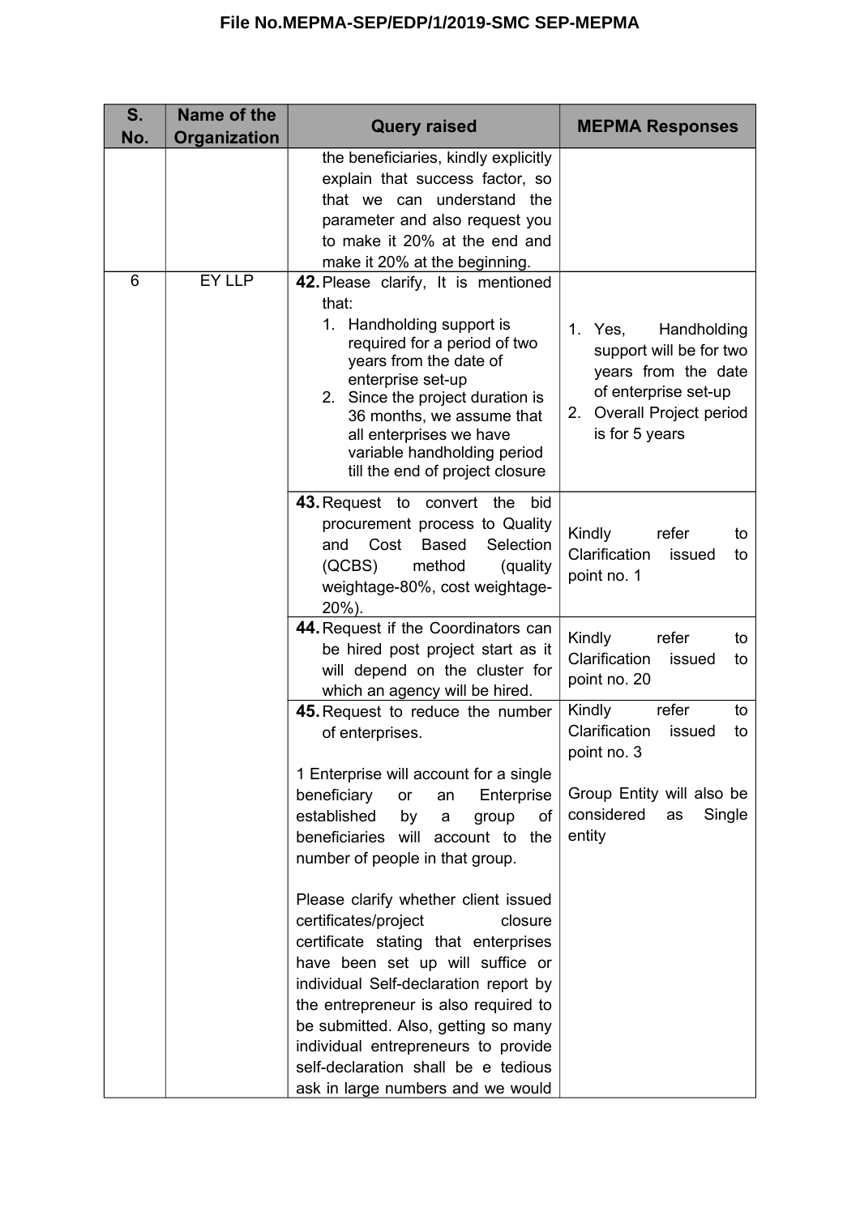| S. No. | Name of the Organization | Query raised | MEPMA Responses |
|---|---|---|---|
| | | the beneficiaries, kindly explicitly explain that success factor, so that we can understand the parameter and also request you to make it 20% at the end and make it 20% at the beginning. | |
| 6 | EY LLP | **42.** Please clarify, It is mentioned that: 1. Handholding support is required for a period of two years from the date of enterprise set-up 2. Since the project duration is 36 months, we assume that all enterprises we have variable handholding period till the end of project closure | 1. Yes, Handholding support will be for two years from the date of enterprise set-up 2. Overall Project period is for 5 years |
| | | **43.** Request to convert the bid procurement process to Quality and Cost Based Selection (QCBS) method (quality weightage-80%, cost weightage-20%). | Kindly refer to Clarification issued to point no. 1 |
| | | **44.** Request if the Coordinators can be hired post project start as it will depend on the cluster for which an agency will be hired. | Kindly refer to Clarification issued to point no. 20 |
| | | **45.** Request to reduce the number of enterprises. <br><br> 1 Enterprise will account for a single beneficiary or an Enterprise established by a group of beneficiaries will account to the number of people in that group. <br><br> Please clarify whether client issued certificates/project closure certificate stating that enterprises have been set up will suffice or individual Self-declaration report by the entrepreneur is also required to be submitted. Also, getting so many individual entrepreneurs to provide self-declaration shall be e tedious ask in large numbers and we would | Kindly refer to Clarification issued to point no. 3 <br><br> Group Entity will also be considered as Single entity |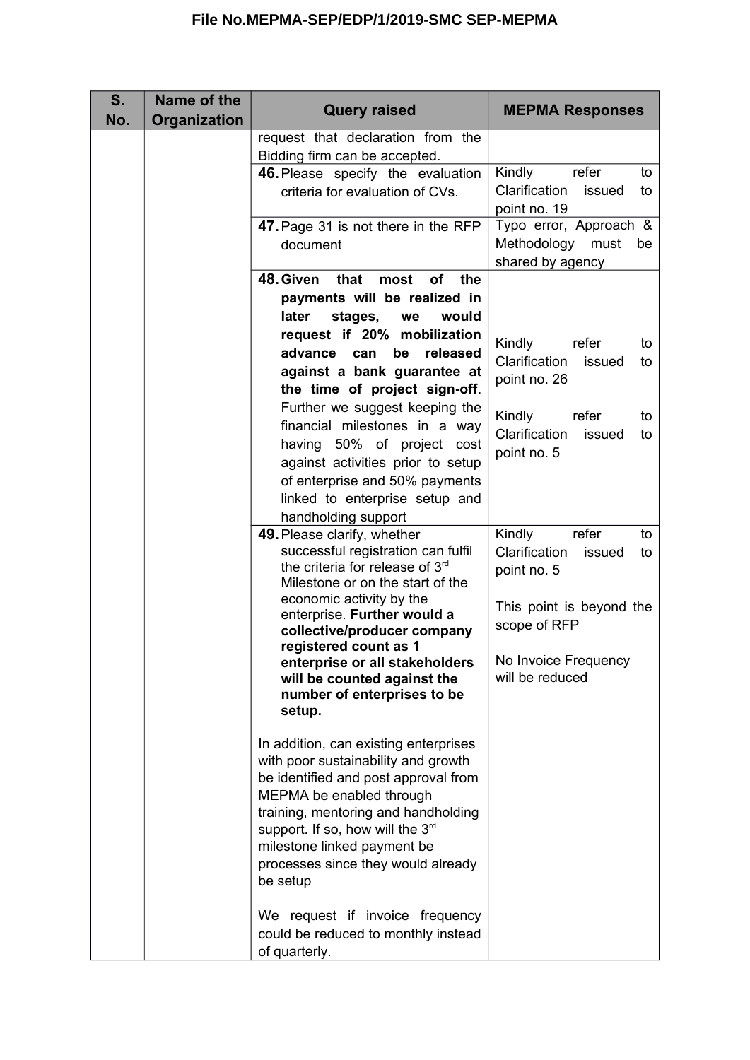| S. No. | Name of the Organization | Query raised | MEPMA Responses |
|---|---|---|---|
| | | request that declaration from the Bidding firm can be accepted. | |
| | | **46.** Please specify the evaluation criteria for evaluation of CVs. | Kindly refer to Clarification issued to point no. 19 |
| | | **47.** Page 31 is not there in the RFP document | Typo error, Approach & Methodology must be shared by agency |
| | | **48. Given that most of the payments will be realized in later stages, we would request if 20% mobilization advance can be released against a bank guarantee at the time of project sign-off**. Further we suggest keeping the financial milestones in a way having 50% of project cost against activities prior to setup of enterprise and 50% payments linked to enterprise setup and handholding support | Kindly refer to Clarification issued to point no. 26<br><br>Kindly refer to Clarification issued to point no. 5 |
| | | **49.** Please clarify, whether successful registration can fulfil the criteria for release of 3rd Milestone or on the start of the economic activity by the enterprise. **Further would a collective/producer company registered count as 1 enterprise or all stakeholders will be counted against the number of enterprises to be setup.**<br><br>In addition, can existing enterprises with poor sustainability and growth be identified and post approval from MEPMA be enabled through training, mentoring and handholding support. If so, how will the 3rd milestone linked payment be processes since they would already be setup<br><br>We request if invoice frequency could be reduced to monthly instead of quarterly. | Kindly refer to Clarification issued to point no. 5<br><br>This point is beyond the scope of RFP<br><br>No Invoice Frequency will be reduced |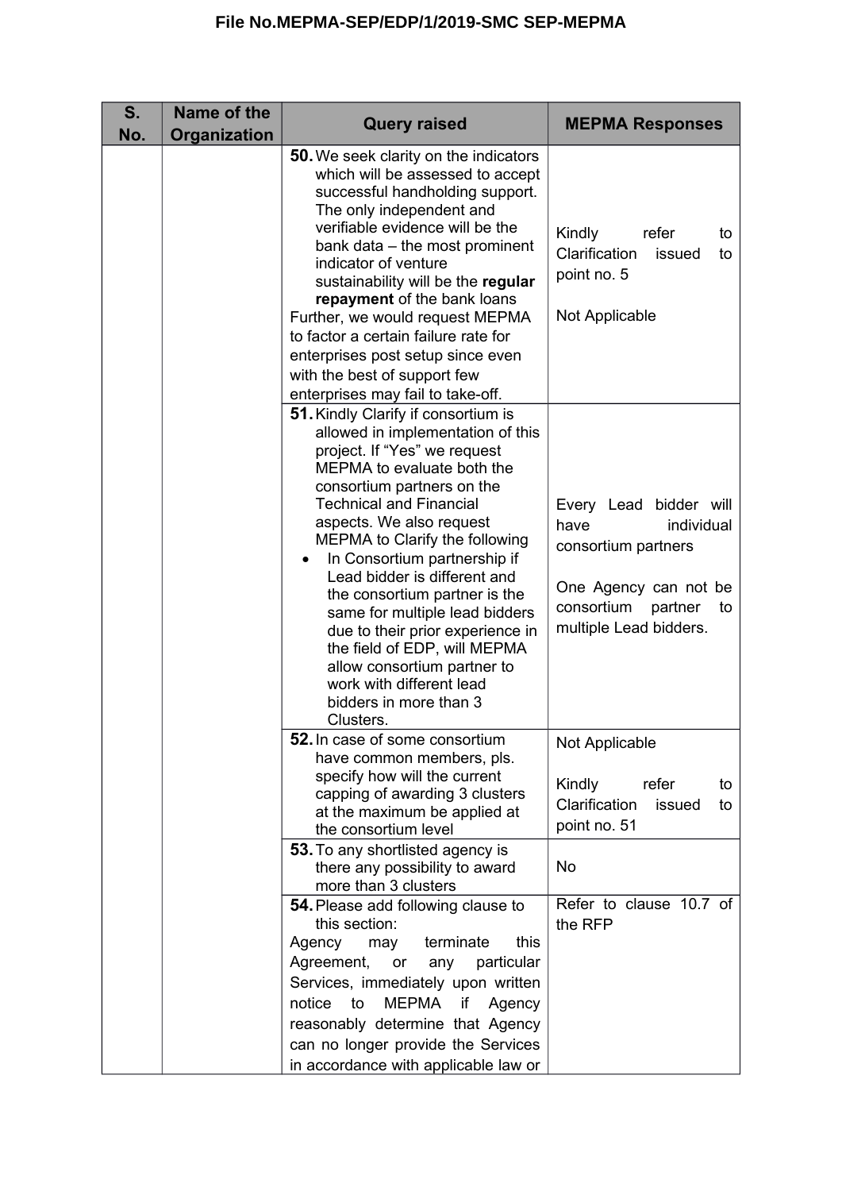| S. No. | Name of the Organization | Query raised | MEPMA Responses |
|---|---|---|---|
| | | **50.** We seek clarity on the indicators which will be assessed to accept successful handholding support. The only independent and verifiable evidence will be the bank data – the most prominent indicator of venture sustainability will be the **regular repayment** of the bank loans<br>Further, we would request MEPMA to factor a certain failure rate for enterprises post setup since even with the best of support few enterprises may fail to take-off. | Kindly refer to Clarification issued to point no. 5<br><br>Not Applicable |
| | | **51.** Kindly Clarify if consortium is allowed in implementation of this project. If "Yes" we request MEPMA to evaluate both the consortium partners on the Technical and Financial aspects. We also request MEPMA to Clarify the following<br>• In Consortium partnership if Lead bidder is different and the consortium partner is the same for multiple lead bidders due to their prior experience in the field of EDP, will MEPMA allow consortium partner to work with different lead bidders in more than 3 Clusters. | Every Lead bidder will have individual consortium partners<br><br>One Agency can not be consortium partner to multiple Lead bidders. |
| | | **52.** In case of some consortium have common members, pls. specify how will the current capping of awarding 3 clusters at the maximum be applied at the consortium level | Not Applicable<br><br>Kindly refer to Clarification issued to point no. 51 |
| | | **53.** To any shortlisted agency is there any possibility to award more than 3 clusters | No |
| | | **54.** Please add following clause to this section:<br>Agency may terminate this Agreement, or any particular Services, immediately upon written notice to MEPMA if Agency reasonably determine that Agency can no longer provide the Services in accordance with applicable law or | Refer to clause 10.7 of the RFP |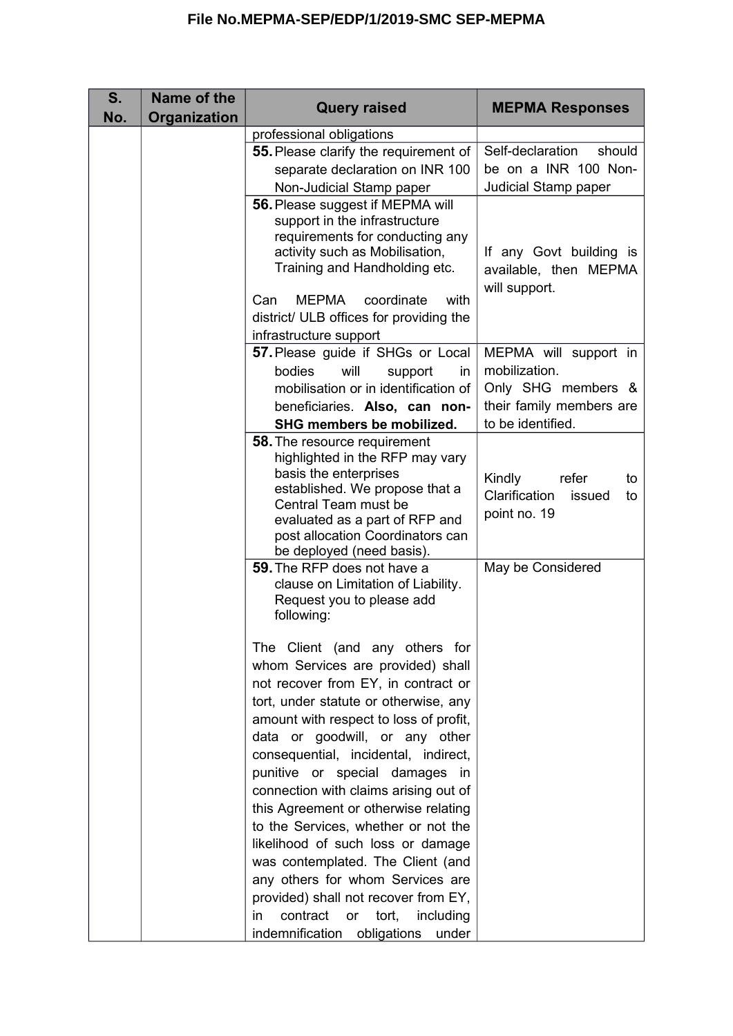| S. No. | Name of the Organization | Query raised | MEPMA Responses |
|---|---|---|---|
| | | professional obligations | |
| | | **55.** Please clarify the requirement of separate declaration on INR 100 Non-Judicial Stamp paper | Self-declaration should be on a INR 100 Non-Judicial Stamp paper |
| | | **56.** Please suggest if MEPMA will support in the infrastructure requirements for conducting any activity such as Mobilisation, Training and Handholding etc.<br><br>Can MEPMA coordinate with district/ ULB offices for providing the infrastructure support | If any Govt building is available, then MEPMA will support. |
| | | **57.** Please guide if SHGs or Local bodies will support in mobilisation or in identification of beneficiaries. **Also, can non-SHG members be mobilized.** | MEPMA will support in mobilization.<br>Only SHG members & their family members are to be identified. |
| | | **58.** The resource requirement highlighted in the RFP may vary basis the enterprises established. We propose that a Central Team must be evaluated as a part of RFP and post allocation Coordinators can be deployed (need basis). | Kindly refer to Clarification issued to point no. 19 |
| | | **59.** The RFP does not have a clause on Limitation of Liability. Request you to please add following:<br><br>The Client (and any others for whom Services are provided) shall not recover from EY, in contract or tort, under statute or otherwise, any amount with respect to loss of profit, data or goodwill, or any other consequential, incidental, indirect, punitive or special damages in connection with claims arising out of this Agreement or otherwise relating to the Services, whether or not the likelihood of such loss or damage was contemplated. The Client (and any others for whom Services are provided) shall not recover from EY, in contract or tort, including indemnification obligations under | May be Considered |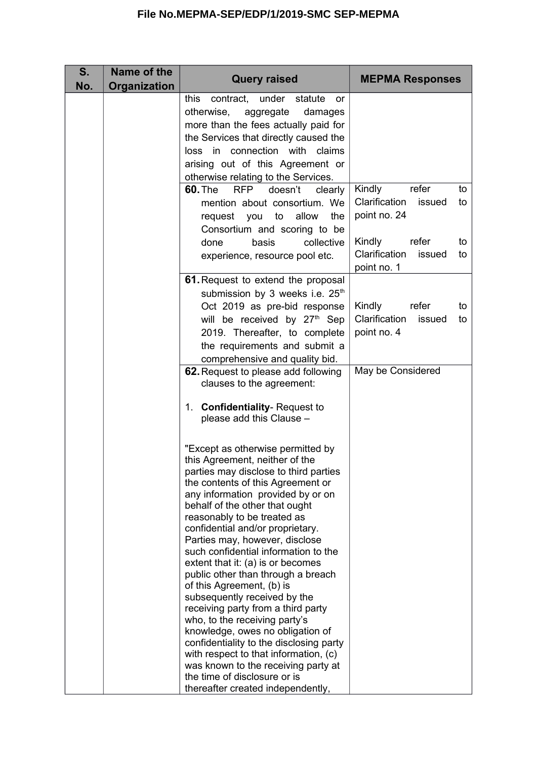| S. No. | Name of the Organization | Query raised | MEPMA Responses |
|---|---|---|---|
| | | this contract, under statute or otherwise, aggregate damages more than the fees actually paid for the Services that directly caused the loss in connection with claims arising out of this Agreement or otherwise relating to the Services. | |
| | | **60.** The RFP doesn't clearly mention about consortium. We request you to allow the Consortium and scoring to be done basis collective experience, resource pool etc. | Kindly refer to Clarification issued to point no. 24<br><br>Kindly refer to Clarification issued to point no. 1 |
| | | **61.** Request to extend the proposal submission by 3 weeks i.e. 25th Oct 2019 as pre-bid response will be received by 27th Sep 2019. Thereafter, to complete the requirements and submit a comprehensive and quality bid. | Kindly refer to Clarification issued to point no. 4 |
| | | **62.** Request to please add following clauses to the agreement:<br><br>1. **Confidentiality**- Request to please add this Clause –<br><br>"Except as otherwise permitted by this Agreement, neither of the parties may disclose to third parties the contents of this Agreement or any information provided by or on behalf of the other that ought reasonably to be treated as confidential and/or proprietary. Parties may, however, disclose such confidential information to the extent that it: (a) is or becomes public other than through a breach of this Agreement, (b) is subsequently received by the receiving party from a third party who, to the receiving party's knowledge, owes no obligation of confidentiality to the disclosing party with respect to that information, (c) was known to the receiving party at the time of disclosure or is thereafter created independently, | May be Considered |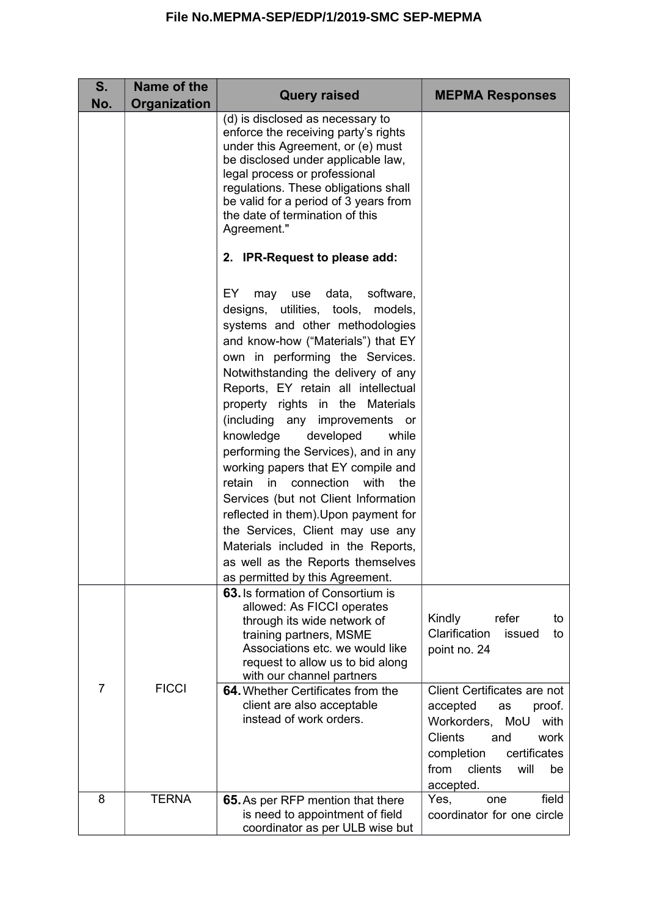| S. No. | Name of the Organization | Query raised | MEPMA Responses |
|---|---|---|---|
| | | (d) is disclosed as necessary to enforce the receiving party's rights under this Agreement, or (e) must be disclosed under applicable law, legal process or professional regulations. These obligations shall be valid for a period of 3 years from the date of termination of this Agreement."<br><br>**2. IPR-Request to please add:**<br><br>EY may use data, software, designs, utilities, tools, models, systems and other methodologies and know-how ("Materials") that EY own in performing the Services. Notwithstanding the delivery of any Reports, EY retain all intellectual property rights in the Materials (including any improvements or knowledge developed while performing the Services), and in any working papers that EY compile and retain in connection with the Services (but not Client Information reflected in them).Upon payment for the Services, Client may use any Materials included in the Reports, as well as the Reports themselves as permitted by this Agreement. | |
| 7 | FICCI | **63.** Is formation of Consortium is allowed: As FICCI operates through its wide network of training partners, MSME Associations etc. we would like request to allow us to bid along with our channel partners | Kindly refer to Clarification issued to point no. 24 |
| | | **64.** Whether Certificates from the client are also acceptable instead of work orders. | Client Certificates are not accepted as proof. Workorders, MoU with Clients and work completion certificates from clients will be accepted. |
| 8 | TERNA | **65.** As per RFP mention that there is need to appointment of field coordinator as per ULB wise but | Yes, one field coordinator for one circle |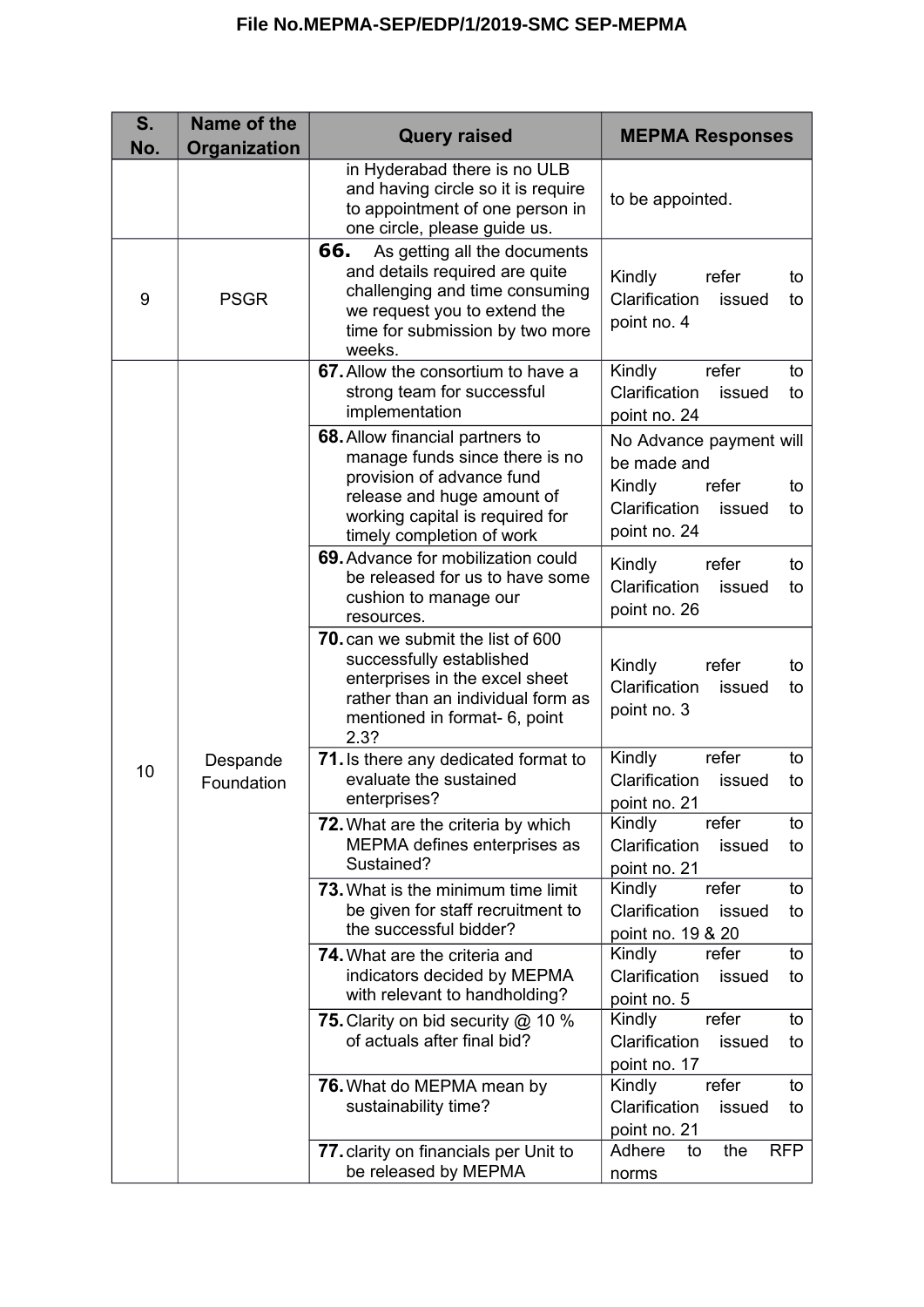| S. No. | Name of the Organization | Query raised | MEPMA Responses |
| --- | --- | --- | --- |
| | | in Hyderabad there is no ULB and having circle so it is require to appointment of one person in one circle, please guide us. | to be appointed. |
| 9 | PSGR | **66.** As getting all the documents and details required are quite challenging and time consuming we request you to extend the time for submission by two more weeks. | Kindly refer to Clarification issued to point no. 4 |
| 10 | Despande Foundation | **67.** Allow the consortium to have a strong team for successful implementation | Kindly refer to Clarification issued to point no. 24 |
| | | **68.** Allow financial partners to manage funds since there is no provision of advance fund release and huge amount of working capital is required for timely completion of work | No Advance payment will be made and Kindly refer to Clarification issued to point no. 24 |
| | | **69.** Advance for mobilization could be released for us to have some cushion to manage our resources. | Kindly refer to Clarification issued to point no. 26 |
| | | **70.** can we submit the list of 600 successfully established enterprises in the excel sheet rather than an individual form as mentioned in format- 6, point 2.3? | Kindly refer to Clarification issued to point no. 3 |
| | | **71.** Is there any dedicated format to evaluate the sustained enterprises? | Kindly refer to Clarification issued to point no. 21 |
| | | **72.** What are the criteria by which MEPMA defines enterprises as Sustained? | Kindly refer to Clarification issued to point no. 21 |
| | | **73.** What is the minimum time limit be given for staff recruitment to the successful bidder? | Kindly refer to Clarification issued to point no. 19 & 20 |
| | | **74.** What are the criteria and indicators decided by MEPMA with relevant to handholding? | Kindly refer to Clarification issued to point no. 5 |
| | | **75.** Clarity on bid security @ 10 % of actuals after final bid? | Kindly refer to Clarification issued to point no. 17 |
| | | **76.** What do MEPMA mean by sustainability time? | Kindly refer to Clarification issued to point no. 21 |
| | | **77.** clarity on financials per Unit to be released by MEPMA | Adhere to the RFP norms |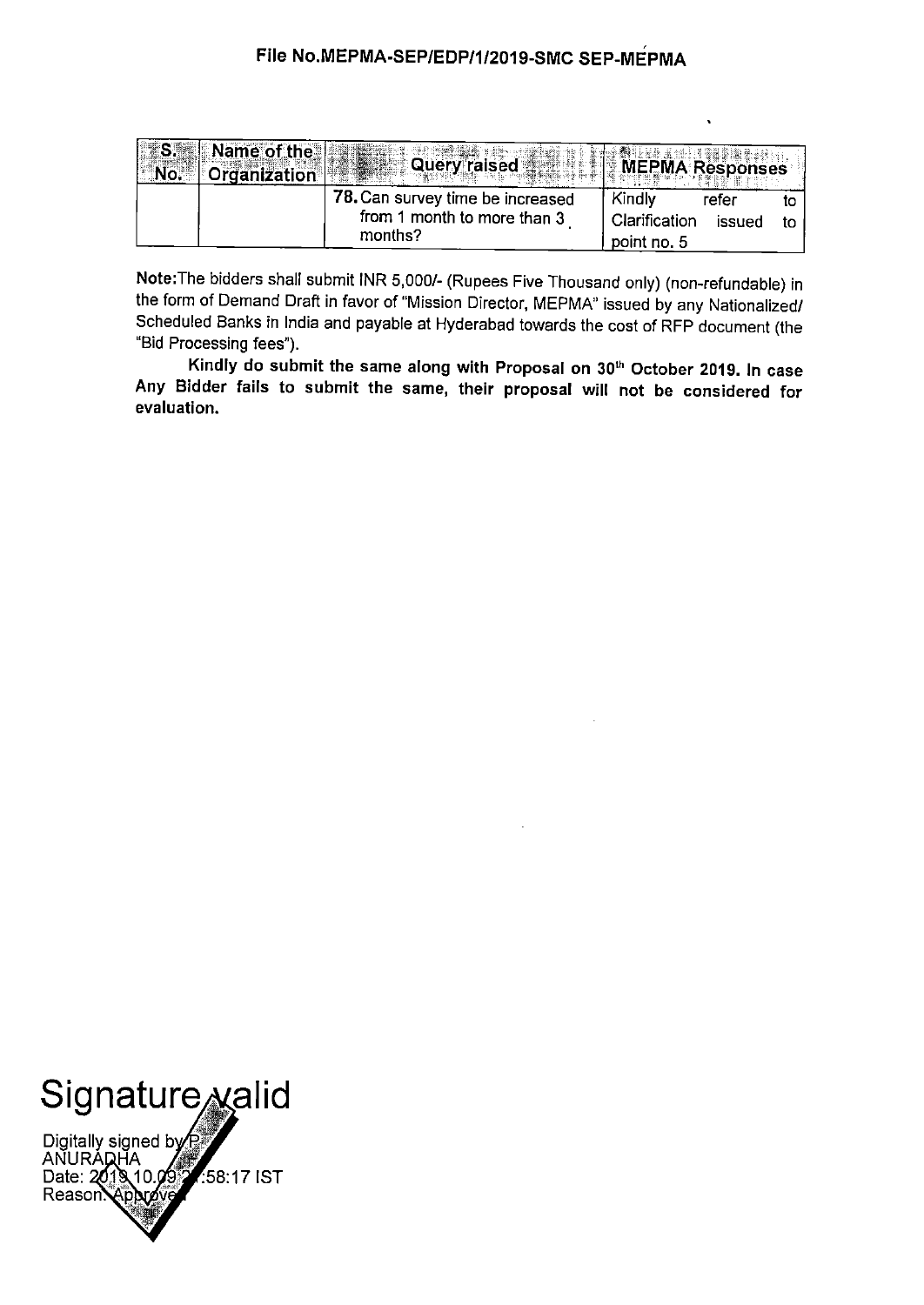File No.MEPMA-SEP/EDP/1/2019-SMC SEP-MEPMA

| S. No. | Name of the Organization | Query raised | MEPMA Responses |
|---|---|---|---|
| | | 78. Can survey time be increased from 1 month to more than 3 months? | Kindly refer to Clarification issued to point no. 5 |

**Note:** The bidders shall submit INR 5,000/- (Rupees Five Thousand only) (non-refundable) in the form of Demand Draft in favor of "Mission Director, MEPMA" issued by any Nationalized/ Scheduled Banks in India and payable at Hyderabad towards the cost of RFP document (the "Bid Processing fees").

**Kindly do submit the same along with Proposal on 30th October 2019. In case Any Bidder fails to submit the same, their proposal will not be considered for evaluation.**

Signature valid

Digitally signed by P ANURADHA
Date: 2019.10.09 ...:58:17 IST
Reason: Approved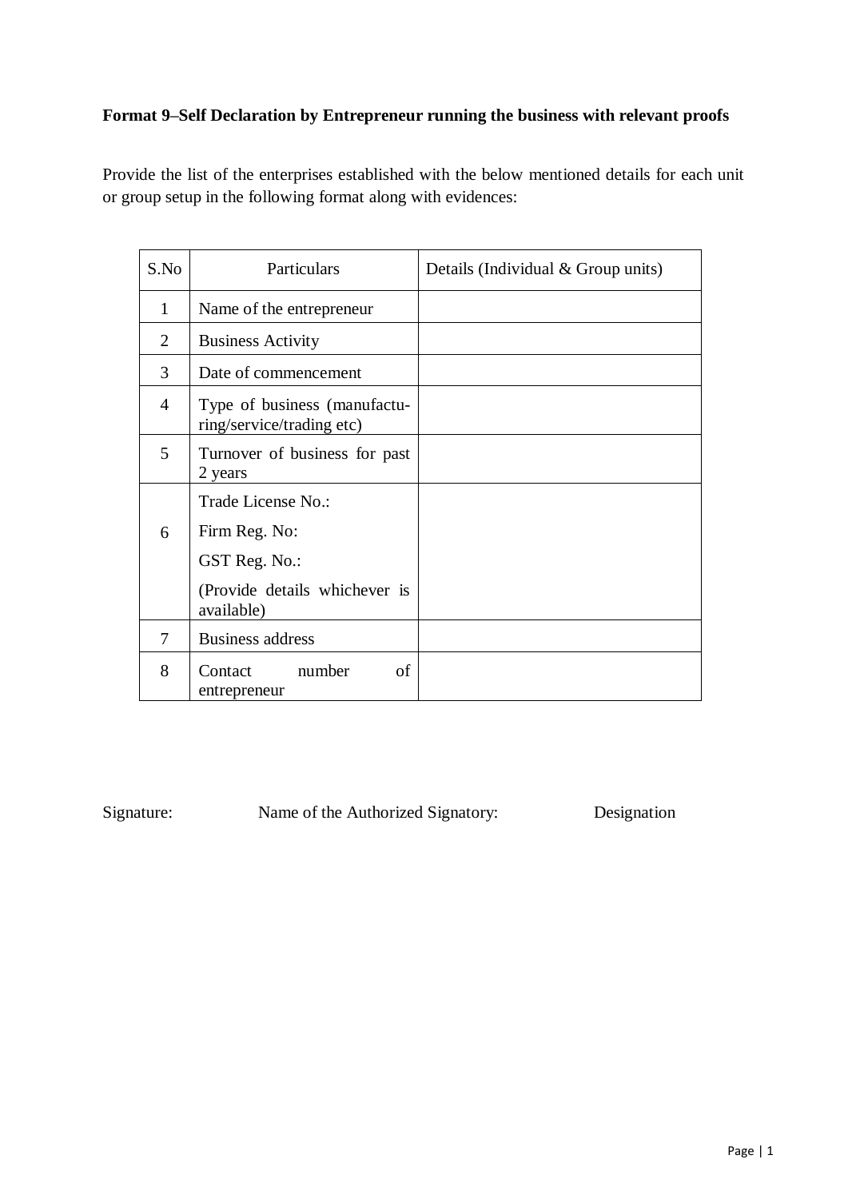**Format 9–Self Declaration by Entrepreneur running the business with relevant proofs**

Provide the list of the enterprises established with the below mentioned details for each unit or group setup in the following format along with evidences:

| S.No | Particulars | Details (Individual & Group units) |
|---|---|---|
| 1 | Name of the entrepreneur | |
| 2 | Business Activity | |
| 3 | Date of commencement | |
| 4 | Type of business (manufacturing/service/trading etc) | |
| 5 | Turnover of business for past 2 years | |
| 6 | Trade License No.:<br>Firm Reg. No:<br>GST Reg. No.:<br>(Provide details whichever is available) | |
| 7 | Business address | |
| 8 | Contact number of entrepreneur | |

Signature: Name of the Authorized Signatory: Designation